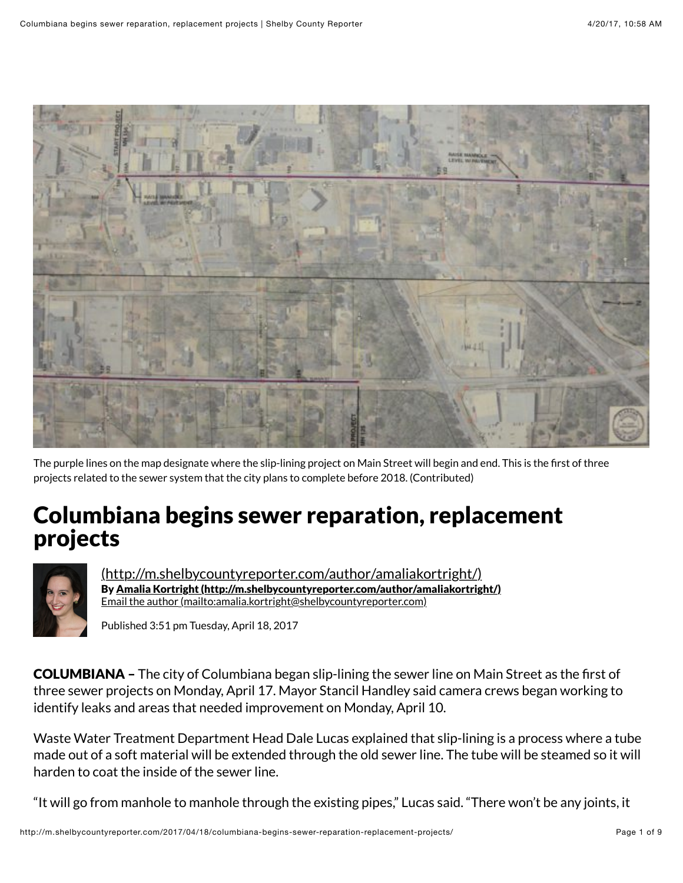The purple lines on the map designate where the slip-lining project on Main Street will begin and end. This is the first of three projects related to the sewer system that the city plans to complete before 2018. (Contributed)

# Columbiana begins sewer reparation, replacement projects

(http://m.shelbycountyreporter.com/author/amaliakortright/)
**By Amalia Kortright (http://m.shelbycountyreporter.com/author/amaliakortright/)**
Email the author (mailto:amalia.kortright@shelbycountyreporter.com)

Published 3:51 pm Tuesday, April 18, 2017

**COLUMBIANA –** The city of Columbiana began slip-lining the sewer line on Main Street as the first of three sewer projects on Monday, April 17. Mayor Stancil Handley said camera crews began working to identify leaks and areas that needed improvement on Monday, April 10.

Waste Water Treatment Department Head Dale Lucas explained that slip-lining is a process where a tube made out of a soft material will be extended through the old sewer line. The tube will be steamed so it will harden to coat the inside of the sewer line.

"It will go from manhole to manhole through the existing pipes," Lucas said. "There won't be any joints, it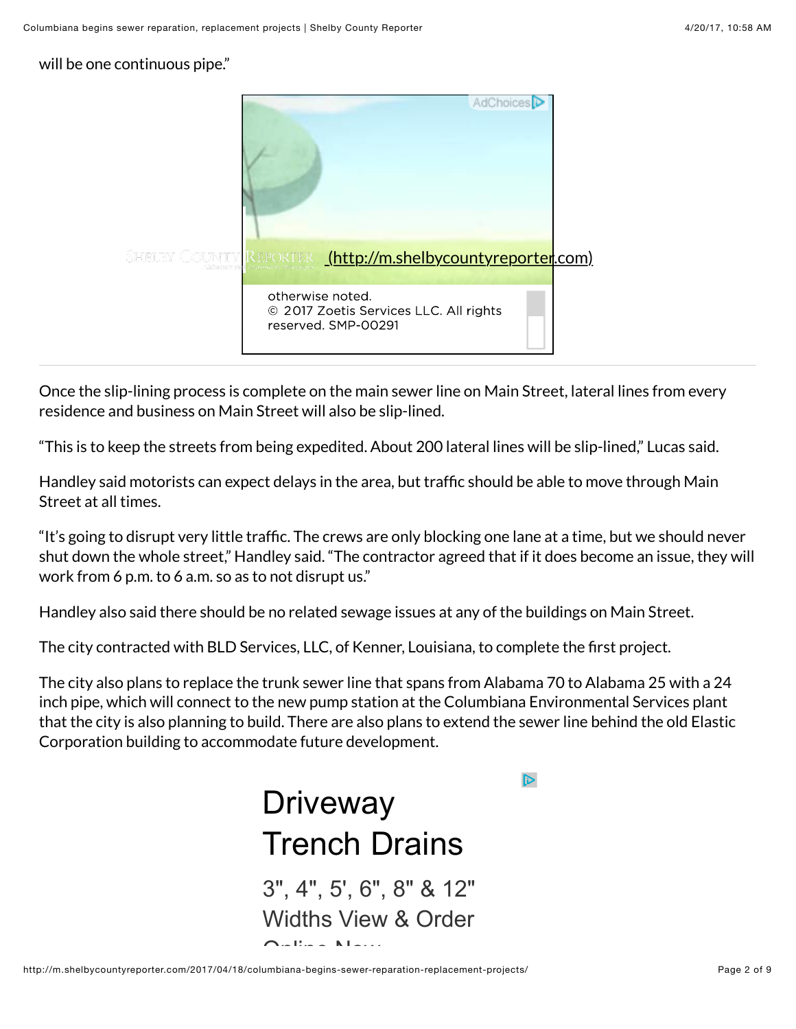will be one continuous pipe."

Once the slip-lining process is complete on the main sewer line on Main Street, lateral lines from every residence and business on Main Street will also be slip-lined.

"This is to keep the streets from being expedited. About 200 lateral lines will be slip-lined," Lucas said.

Handley said motorists can expect delays in the area, but traffic should be able to move through Main Street at all times.

"It's going to disrupt very little traffic. The crews are only blocking one lane at a time, but we should never shut down the whole street," Handley said. "The contractor agreed that if it does become an issue, they will work from 6 p.m. to 6 a.m. so as to not disrupt us."

Handley also said there should be no related sewage issues at any of the buildings on Main Street.

The city contracted with BLD Services, LLC, of Kenner, Louisiana, to complete the first project.

The city also plans to replace the trunk sewer line that spans from Alabama 70 to Alabama 25 with a 24 inch pipe, which will connect to the new pump station at the Columbiana Environmental Services plant that the city is also planning to build. There are also plans to extend the sewer line behind the old Elastic Corporation building to accommodate future development.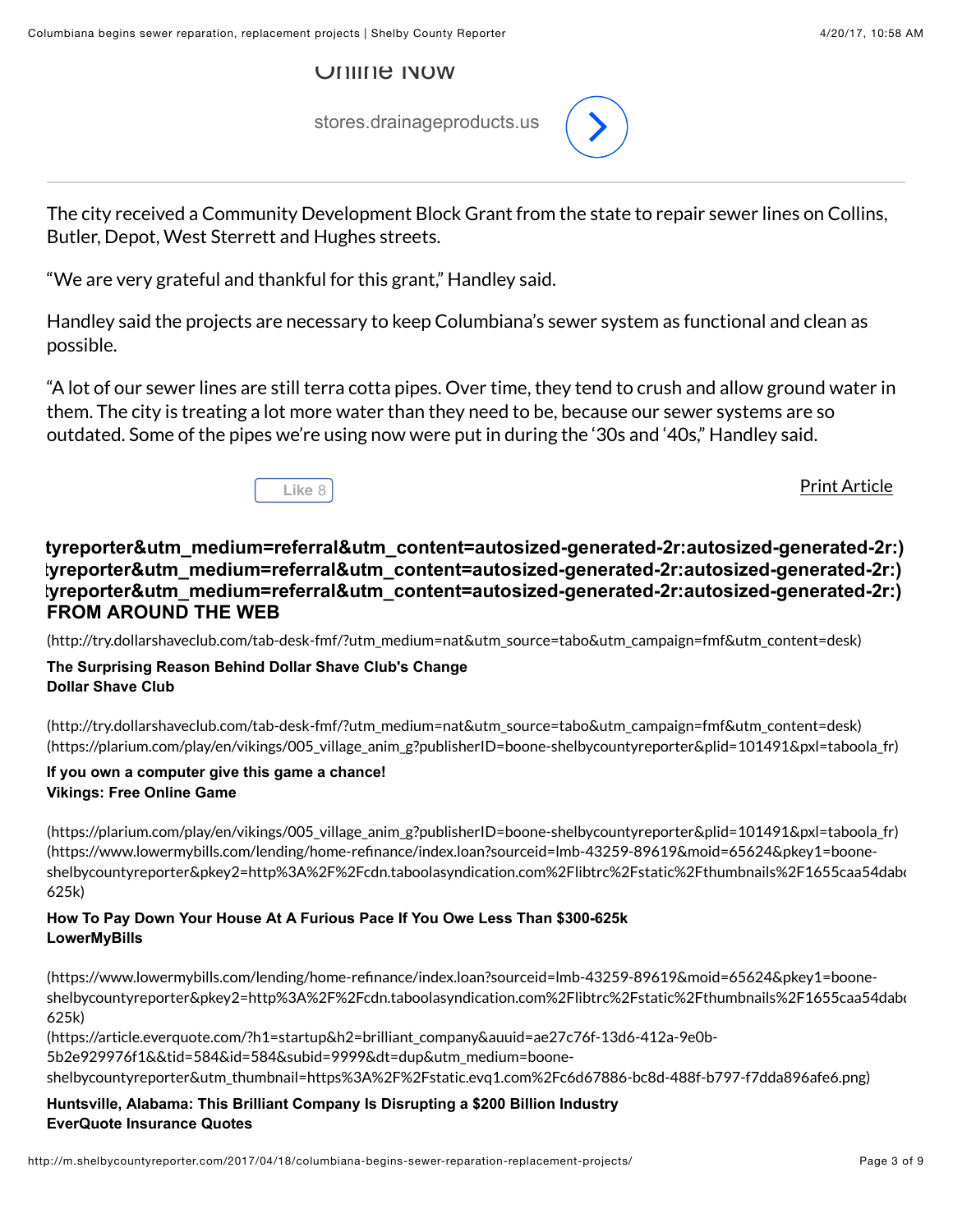Online Now

stores.drainageproducts.us

The city received a Community Development Block Grant from the state to repair sewer lines on Collins, Butler, Depot, West Sterrett and Hughes streets.

"We are very grateful and thankful for this grant," Handley said.

Handley said the projects are necessary to keep Columbiana's sewer system as functional and clean as possible.

"A lot of our sewer lines are still terra cotta pipes. Over time, they tend to crush and allow ground water in them. The city is treating a lot more water than they need to be, because our sewer systems are so outdated. Some of the pipes we're using now were put in during the '30s and '40s," Handley said.

Like 8

Print Article

**tyreporter&utm_medium=referral&utm_content=autosized-generated-2r:autosized-generated-2r:)**
**tyreporter&utm_medium=referral&utm_content=autosized-generated-2r:autosized-generated-2r:)**
**tyreporter&utm_medium=referral&utm_content=autosized-generated-2r:autosized-generated-2r:)**

## FROM AROUND THE WEB

(http://try.dollarshaveclub.com/tab-desk-fmf/?utm_medium=nat&utm_source=tabo&utm_campaign=fmf&utm_content=desk)

**The Surprising Reason Behind Dollar Shave Club's Change**
**Dollar Shave Club**

(http://try.dollarshaveclub.com/tab-desk-fmf/?utm_medium=nat&utm_source=tabo&utm_campaign=fmf&utm_content=desk)
(https://plarium.com/play/en/vikings/005_village_anim_g?publisherID=boone-shelbycountyreporter&plid=101491&pxl=taboola_fr)

**If you own a computer give this game a chance!**
**Vikings: Free Online Game**

(https://plarium.com/play/en/vikings/005_village_anim_g?publisherID=boone-shelbycountyreporter&plid=101491&pxl=taboola_fr)
(https://www.lowermybills.com/lending/home-refinance/index.loan?sourceid=lmb-43259-89619&moid=65624&pkey1=boone-shelbycountyreporter&pkey2=http%3A%2F%2Fcdn.taboolasyndication.com%2Flibtrc%2Fstatic%2Fthumbnails%2F1655caa54dab
625k)

**How To Pay Down Your House At A Furious Pace If You Owe Less Than $300-625k**
**LowerMyBills**

(https://www.lowermybills.com/lending/home-refinance/index.loan?sourceid=lmb-43259-89619&moid=65624&pkey1=boone-shelbycountyreporter&pkey2=http%3A%2F%2Fcdn.taboolasyndication.com%2Flibtrc%2Fstatic%2Fthumbnails%2F1655caa54dab
625k)
(https://article.everquote.com/?h1=startup&h2=brilliant_company&auuid=ae27c76f-13d6-412a-9e0b-5b2e929976f1&&tid=584&id=584&subid=9999&dt=dup&utm_medium=boone-shelbycountyreporter&utm_thumbnail=https%3A%2F%2Fstatic.evq1.com%2Fc6d67886-bc8d-488f-b797-f7dda896afe6.png)

**Huntsville, Alabama: This Brilliant Company Is Disrupting a $200 Billion Industry**
**EverQuote Insurance Quotes**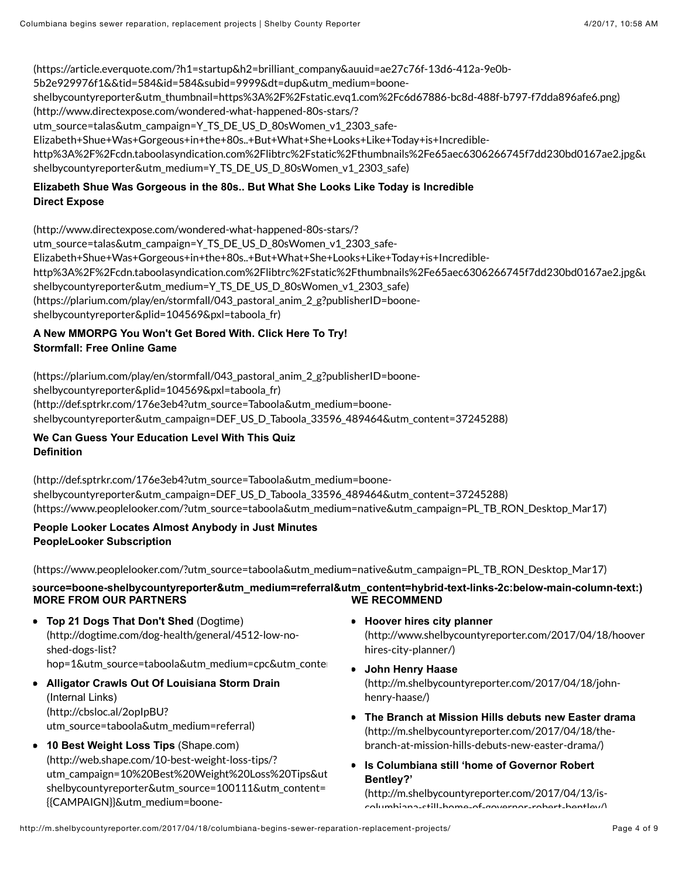(https://article.everquote.com/?h1=startup&h2=brilliant_company&auuid=ae27c76f-13d6-412a-9e0b-5b2e929976f1&&tid=584&id=584&subid=9999&dt=dup&utm_medium=boone-shelbycountyreporter&utm_thumbnail=https%3A%2F%2Fstatic.evq1.com%2Fc6d67886-bc8d-488f-b797-f7dda896afe6.png)
(http://www.directexpose.com/wondered-what-happened-80s-stars/?utm_source=talas&utm_campaign=Y_TS_DE_US_D_80sWomen_v1_2303_safe-Elizabeth+Shue+Was+Gorgeous+in+the+80s..+But+What+She+Looks+Like+Today+is+Incredible-http%3A%2F%2Fcdn.taboolasyndication.com%2Flibtrc%2Fstatic%2Fthumbnails%2Fe65aec6306266745f7dd230bd0167ae2.jpg&u shelbycountyreporter&utm_medium=Y_TS_DE_US_D_80sWomen_v1_2303_safe)

**Elizabeth Shue Was Gorgeous in the 80s.. But What She Looks Like Today is Incredible**
**Direct Expose**

(http://www.directexpose.com/wondered-what-happened-80s-stars/?utm_source=talas&utm_campaign=Y_TS_DE_US_D_80sWomen_v1_2303_safe-Elizabeth+Shue+Was+Gorgeous+in+the+80s..+But+What+She+Looks+Like+Today+is+Incredible-http%3A%2F%2Fcdn.taboolasyndication.com%2Flibtrc%2Fstatic%2Fthumbnails%2Fe65aec6306266745f7dd230bd0167ae2.jpg&u shelbycountyreporter&utm_medium=Y_TS_DE_US_D_80sWomen_v1_2303_safe)
(https://plarium.com/play/en/stormfall/043_pastoral_anim_2_g?publisherID=boone-shelbycountyreporter&plid=104569&pxl=taboola_fr)

**A New MMORPG You Won't Get Bored With. Click Here To Try!**
**Stormfall: Free Online Game**

(https://plarium.com/play/en/stormfall/043_pastoral_anim_2_g?publisherID=boone-shelbycountyreporter&plid=104569&pxl=taboola_fr)
(http://def.sptrkr.com/176e3eb4?utm_source=Taboola&utm_medium=boone-shelbycountyreporter&utm_campaign=DEF_US_D_Taboola_33596_489464&utm_content=37245288)

**We Can Guess Your Education Level With This Quiz**
**Definition**

(http://def.sptrkr.com/176e3eb4?utm_source=Taboola&utm_medium=boone-shelbycountyreporter&utm_campaign=DEF_US_D_Taboola_33596_489464&utm_content=37245288)
(https://www.peoplelooker.com/?utm_source=taboola&utm_medium=native&utm_campaign=PL_TB_RON_Desktop_Mar17)

**People Looker Locates Almost Anybody in Just Minutes**
**PeopleLooker Subscription**

(https://www.peoplelooker.com/?utm_source=taboola&utm_medium=native&utm_campaign=PL_TB_RON_Desktop_Mar17)

**source=boone-shelbycountyreporter&utm_medium=referral&utm_content=hybrid-text-links-2c:below-main-column-text:)**

**MORE FROM OUR PARTNERS**

- **Top 21 Dogs That Don't Shed** (Dogtime) (http://dogtime.com/dog-health/general/4512-low-no-shed-dogs-list?hop=1&utm_source=taboola&utm_medium=cpc&utm_conte
- **Alligator Crawls Out Of Louisiana Storm Drain** (Internal Links) (http://cbsloc.al/2opIpBU?utm_source=taboola&utm_medium=referral)
- **10 Best Weight Loss Tips** (Shape.com) (http://web.shape.com/10-best-weight-loss-tips/?utm_campaign=10%20Best%20Weight%20Loss%20Tips&ut shelbycountyreporter&utm_source=100111&utm_content={{CAMPAIGN}}&utm_medium=boone-

**WE RECOMMEND**

- **Hoover hires city planner** (http://www.shelbycountyreporter.com/2017/04/18/hoover hires-city-planner/)
- **John Henry Haase** (http://m.shelbycountyreporter.com/2017/04/18/john-henry-haase/)
- **The Branch at Mission Hills debuts new Easter drama** (http://m.shelbycountyreporter.com/2017/04/18/the-branch-at-mission-hills-debuts-new-easter-drama/)
- **Is Columbiana still 'home of Governor Robert Bentley?'** (http://m.shelbycountyreporter.com/2017/04/13/is-columbiana-still-home-of-governor-robert-bentley/)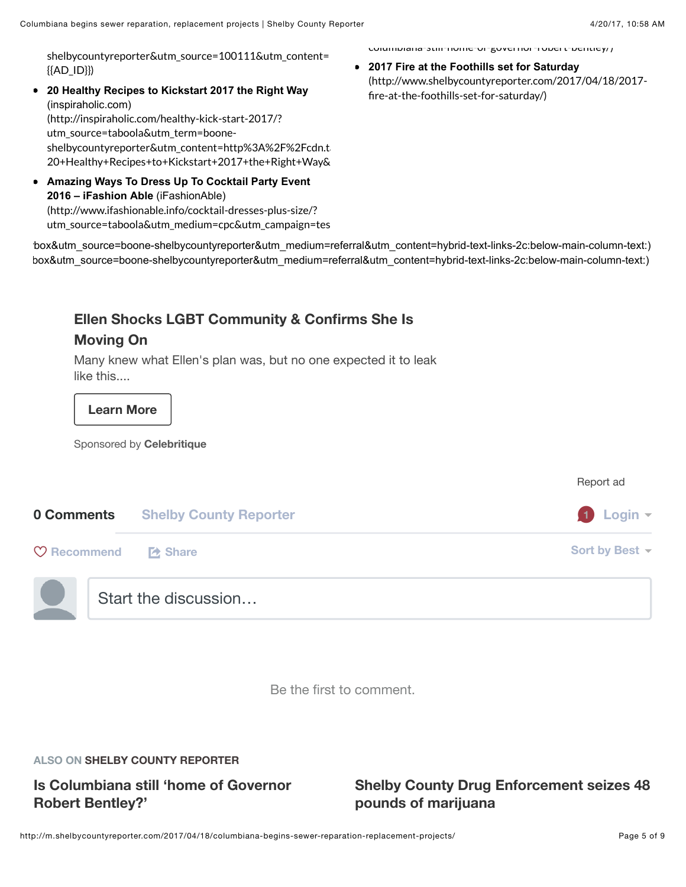shelbycountyreporter&utm_source=100111&utm_content={{AD_ID}})

- **20 Healthy Recipes to Kickstart 2017 the Right Way** (inspiraholic.com) (http://inspiraholic.com/healthy-kick-start-2017/?utm_source=taboola&utm_term=boone-shelbycountyreporter&utm_content=http%3A%2F%2Fcdn.t 20+Healthy+Recipes+to+Kickstart+2017+the+Right+Way&
- **Amazing Ways To Dress Up To Cocktail Party Event 2016 – iFashion Able** (iFashionAble) (http://www.ifashionable.info/cocktail-dresses-plus-size/?utm_source=taboola&utm_medium=cpc&utm_campaign=tes

columbiana-still-home-of-governor-robert-bentley/)

- **2017 Fire at the Foothills set for Saturday** (http://www.shelbycountyreporter.com/2017/04/18/2017-fire-at-the-foothills-set-for-saturday/)

box&utm_source=boone-shelbycountyreporter&utm_medium=referral&utm_content=hybrid-text-links-2c:below-main-column-text:)
box&utm_source=boone-shelbycountyreporter&utm_medium=referral&utm_content=hybrid-text-links-2c:below-main-column-text:)

**Ellen Shocks LGBT Community & Confirms She Is Moving On**

Many knew what Ellen's plan was, but no one expected it to leak like this....

Learn More

Sponsored by **Celebritique**

Report ad

**0 Comments** Shelby County Reporter

1 Login

Recommend Share Sort by Best

Start the discussion…

Be the first to comment.

ALSO ON **SHELBY COUNTY REPORTER**

**Is Columbiana still 'home of Governor Robert Bentley?'**

**Shelby County Drug Enforcement seizes 48 pounds of marijuana**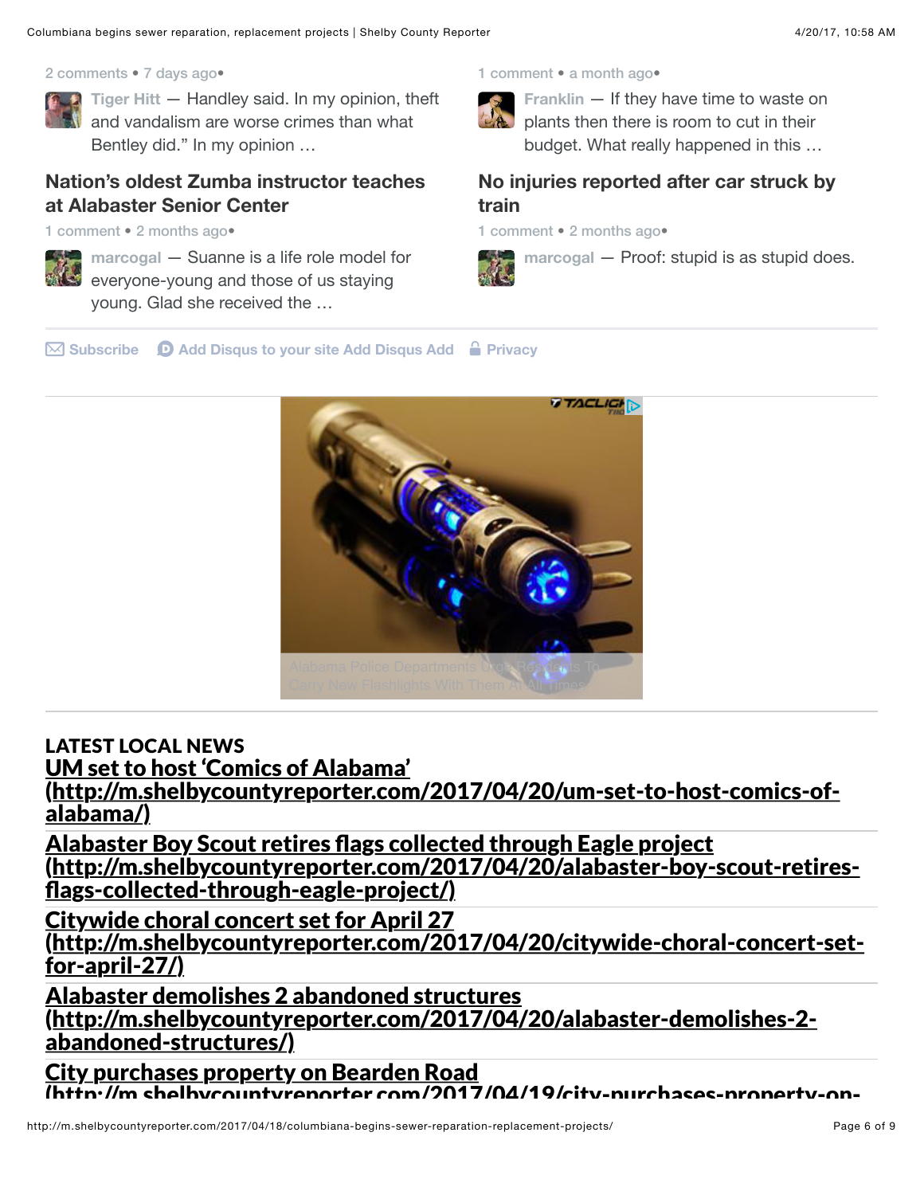2 comments • 7 days ago•

Tiger Hitt — Handley said. In my opinion, theft and vandalism are worse crimes than what Bentley did." In my opinion …

1 comment • a month ago•

Franklin — If they have time to waste on plants then there is room to cut in their budget. What really happened in this …

### Nation's oldest Zumba instructor teaches at Alabaster Senior Center

1 comment • 2 months ago•

marcogal — Suanne is a life role model for everyone-young and those of us staying young. Glad she received the …

### No injuries reported after car struck by train

1 comment • 2 months ago•

marcogal — Proof: stupid is as stupid does.

Subscribe   Add Disqus to your site Add Disqus Add   Privacy

Alabama Police Departments Urge Residents To Carry New Flashlights With Them At All Times

## LATEST LOCAL NEWS

**UM set to host 'Comics of Alabama' (http://m.shelbycountyreporter.com/2017/04/20/um-set-to-host-comics-of-alabama/)**

**Alabaster Boy Scout retires flags collected through Eagle project (http://m.shelbycountyreporter.com/2017/04/20/alabaster-boy-scout-retires-flags-collected-through-eagle-project/)**

**Citywide choral concert set for April 27 (http://m.shelbycountyreporter.com/2017/04/20/citywide-choral-concert-set-for-april-27/)**

**Alabaster demolishes 2 abandoned structures (http://m.shelbycountyreporter.com/2017/04/20/alabaster-demolishes-2-abandoned-structures/)**

**City purchases property on Bearden Road (http://m.shelbycountyreporter.com/2017/04/19/city-purchases-property-on-**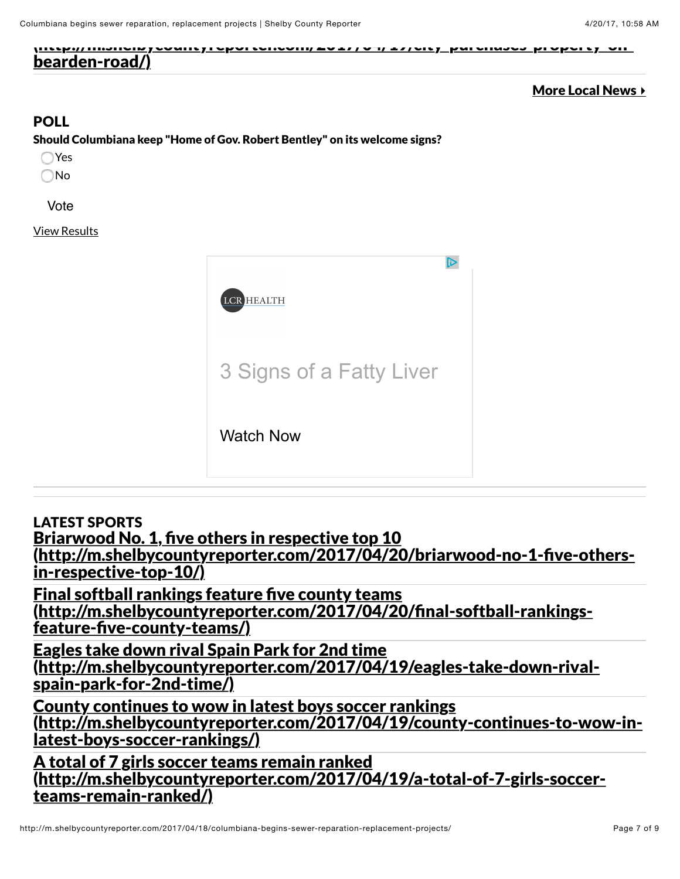bearden-road/)

**More Local News ▸**

## POLL

**Should Columbiana keep "Home of Gov. Robert Bentley" on its welcome signs?**

- Yes
- No

Vote

View Results

LCR HEALTH

3 Signs of a Fatty Liver

Watch Now

## LATEST SPORTS

**Briarwood No. 1, five others in respective top 10 (http://m.shelbycountyreporter.com/2017/04/20/briarwood-no-1-five-others-in-respective-top-10/)**

**Final softball rankings feature five county teams (http://m.shelbycountyreporter.com/2017/04/20/final-softball-rankings-feature-five-county-teams/)**

**Eagles take down rival Spain Park for 2nd time (http://m.shelbycountyreporter.com/2017/04/19/eagles-take-down-rival-spain-park-for-2nd-time/)**

**County continues to wow in latest boys soccer rankings (http://m.shelbycountyreporter.com/2017/04/19/county-continues-to-wow-in-latest-boys-soccer-rankings/)**

**A total of 7 girls soccer teams remain ranked (http://m.shelbycountyreporter.com/2017/04/19/a-total-of-7-girls-soccer-teams-remain-ranked/)**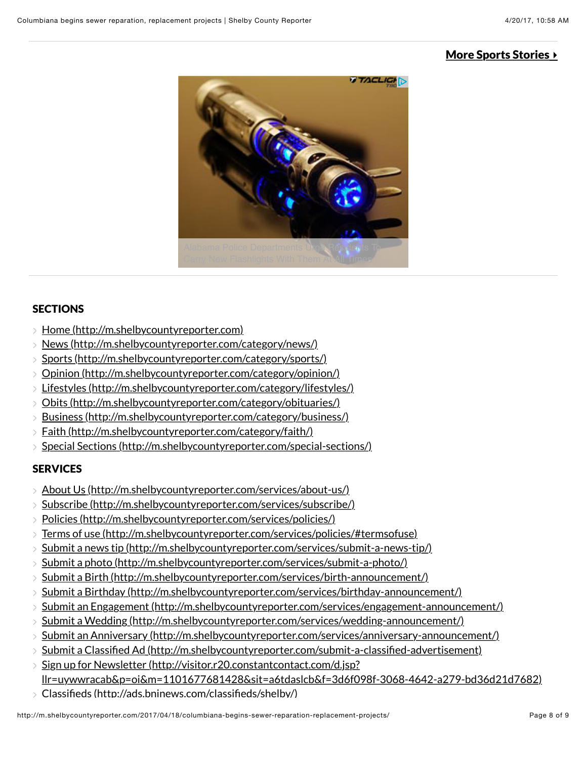**More Sports Stories ▸**

Alabama Police Departments Urge Residents To Carry New Flashlights With Them At All Times

## SECTIONS

- Home (http://m.shelbycountyreporter.com)
- News (http://m.shelbycountyreporter.com/category/news/)
- Sports (http://m.shelbycountyreporter.com/category/sports/)
- Opinion (http://m.shelbycountyreporter.com/category/opinion/)
- Lifestyles (http://m.shelbycountyreporter.com/category/lifestyles/)
- Obits (http://m.shelbycountyreporter.com/category/obituaries/)
- Business (http://m.shelbycountyreporter.com/category/business/)
- Faith (http://m.shelbycountyreporter.com/category/faith/)
- Special Sections (http://m.shelbycountyreporter.com/special-sections/)

## SERVICES

- About Us (http://m.shelbycountyreporter.com/services/about-us/)
- Subscribe (http://m.shelbycountyreporter.com/services/subscribe/)
- Policies (http://m.shelbycountyreporter.com/services/policies/)
- Terms of use (http://m.shelbycountyreporter.com/services/policies/#termsofuse)
- Submit a news tip (http://m.shelbycountyreporter.com/services/submit-a-news-tip/)
- Submit a photo (http://m.shelbycountyreporter.com/services/submit-a-photo/)
- Submit a Birth (http://m.shelbycountyreporter.com/services/birth-announcement/)
- Submit a Birthday (http://m.shelbycountyreporter.com/services/birthday-announcement/)
- Submit an Engagement (http://m.shelbycountyreporter.com/services/engagement-announcement/)
- Submit a Wedding (http://m.shelbycountyreporter.com/services/wedding-announcement/)
- Submit an Anniversary (http://m.shelbycountyreporter.com/services/anniversary-announcement/)
- Submit a Classified Ad (http://m.shelbycountyreporter.com/submit-a-classified-advertisement)
- Sign up for Newsletter (http://visitor.r20.constantcontact.com/d.jsp?llr=uywwracab&p=oi&m=1101677681428&sit=a6tdaslcb&f=3d6f098f-3068-4642-a279-bd36d21d7682)
- Classifieds (http://ads.bninews.com/classifieds/shelby/)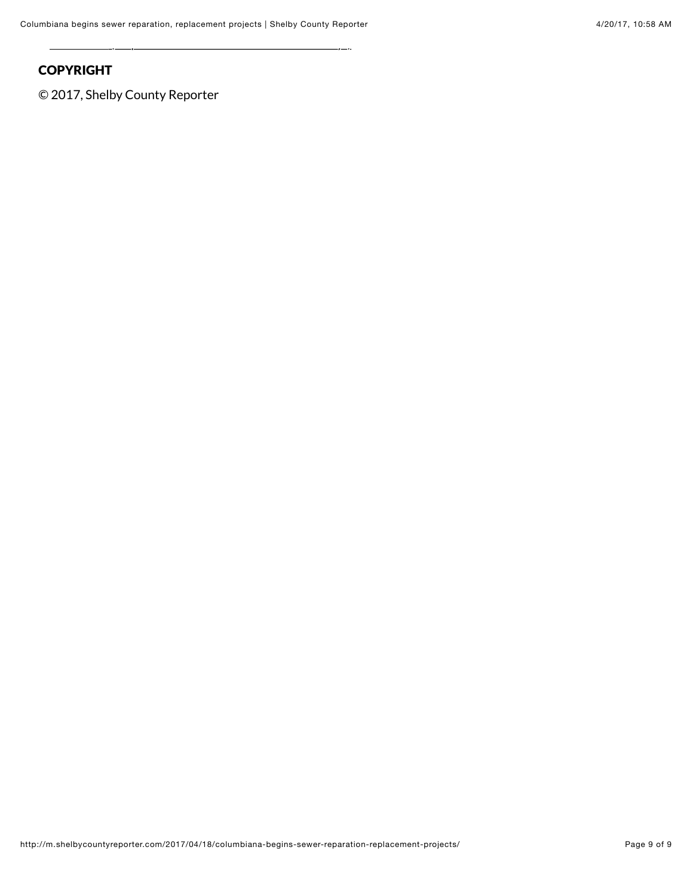## COPYRIGHT

© 2017, Shelby County Reporter